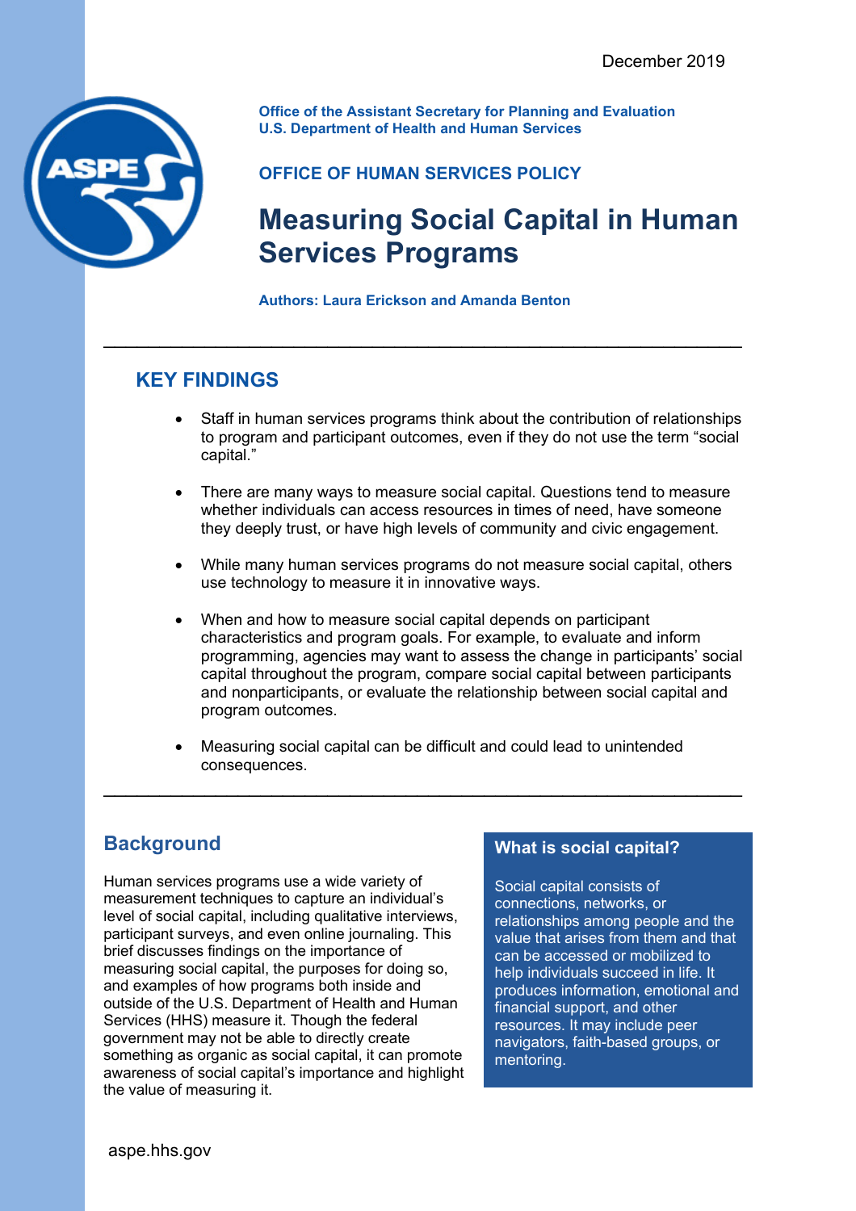December 2019

**Office of the Assistant Secretary for Planning and Evaluation**
**U.S. Department of Health and Human Services**

**OFFICE OF HUMAN SERVICES POLICY**

# Measuring Social Capital in Human Services Programs

**Authors: Laura Erickson and Amanda Benton**

---

## KEY FINDINGS

- Staff in human services programs think about the contribution of relationships to program and participant outcomes, even if they do not use the term "social capital."
- There are many ways to measure social capital. Questions tend to measure whether individuals can access resources in times of need, have someone they deeply trust, or have high levels of community and civic engagement.
- While many human services programs do not measure social capital, others use technology to measure it in innovative ways.
- When and how to measure social capital depends on participant characteristics and program goals. For example, to evaluate and inform programming, agencies may want to assess the change in participants' social capital throughout the program, compare social capital between participants and nonparticipants, or evaluate the relationship between social capital and program outcomes.
- Measuring social capital can be difficult and could lead to unintended consequences.

---

## Background

Human services programs use a wide variety of measurement techniques to capture an individual's level of social capital, including qualitative interviews, participant surveys, and even online journaling. This brief discusses findings on the importance of measuring social capital, the purposes for doing so, and examples of how programs both inside and outside of the U.S. Department of Health and Human Services (HHS) measure it. Though the federal government may not be able to directly create something as organic as social capital, it can promote awareness of social capital's importance and highlight the value of measuring it.

### What is social capital?

Social capital consists of connections, networks, or relationships among people and the value that arises from them and that can be accessed or mobilized to help individuals succeed in life. It produces information, emotional and financial support, and other resources. It may include peer navigators, faith-based groups, or mentoring.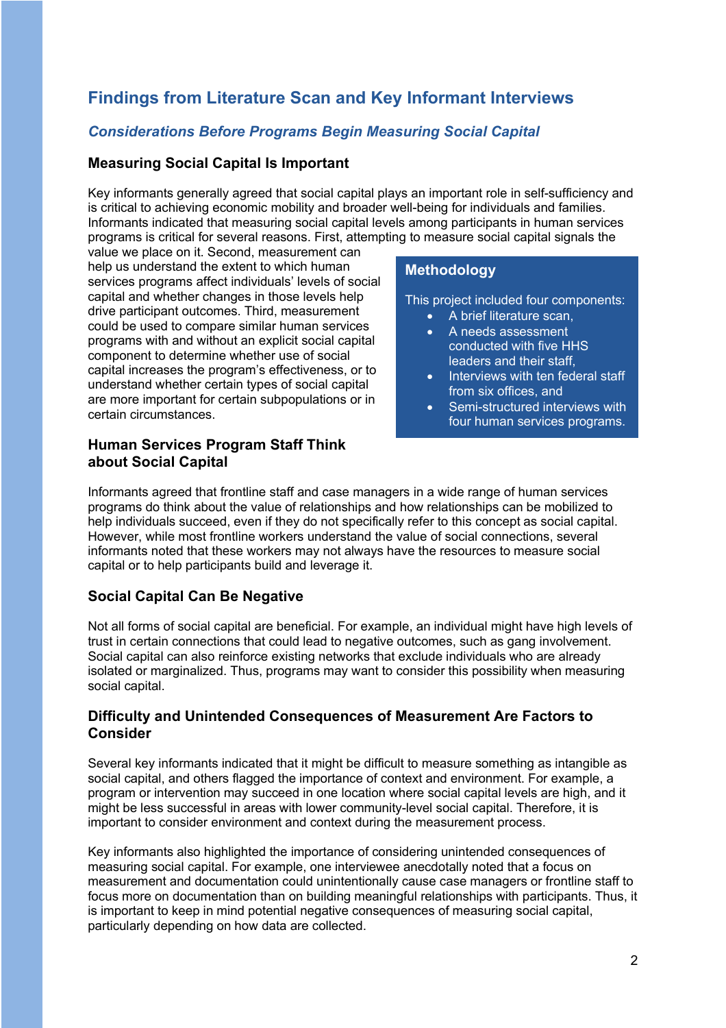## Findings from Literature Scan and Key Informant Interviews

### *Considerations Before Programs Begin Measuring Social Capital*

#### Measuring Social Capital Is Important

Key informants generally agreed that social capital plays an important role in self-sufficiency and is critical to achieving economic mobility and broader well-being for individuals and families. Informants indicated that measuring social capital levels among participants in human services programs is critical for several reasons. First, attempting to measure social capital signals the value we place on it. Second, measurement can help us understand the extent to which human services programs affect individuals' levels of social capital and whether changes in those levels help drive participant outcomes. Third, measurement could be used to compare similar human services programs with and without an explicit social capital component to determine whether use of social capital increases the program's effectiveness, or to understand whether certain types of social capital are more important for certain subpopulations or in certain circumstances.

> **Methodology**
>
> This project included four components:
>
> - A brief literature scan,
> - A needs assessment conducted with five HHS leaders and their staff,
> - Interviews with ten federal staff from six offices, and
> - Semi-structured interviews with four human services programs.

#### Human Services Program Staff Think about Social Capital

Informants agreed that frontline staff and case managers in a wide range of human services programs do think about the value of relationships and how relationships can be mobilized to help individuals succeed, even if they do not specifically refer to this concept as social capital. However, while most frontline workers understand the value of social connections, several informants noted that these workers may not always have the resources to measure social capital or to help participants build and leverage it.

#### Social Capital Can Be Negative

Not all forms of social capital are beneficial. For example, an individual might have high levels of trust in certain connections that could lead to negative outcomes, such as gang involvement. Social capital can also reinforce existing networks that exclude individuals who are already isolated or marginalized. Thus, programs may want to consider this possibility when measuring social capital.

#### Difficulty and Unintended Consequences of Measurement Are Factors to Consider

Several key informants indicated that it might be difficult to measure something as intangible as social capital, and others flagged the importance of context and environment. For example, a program or intervention may succeed in one location where social capital levels are high, and it might be less successful in areas with lower community-level social capital. Therefore, it is important to consider environment and context during the measurement process.

Key informants also highlighted the importance of considering unintended consequences of measuring social capital. For example, one interviewee anecdotally noted that a focus on measurement and documentation could unintentionally cause case managers or frontline staff to focus more on documentation than on building meaningful relationships with participants. Thus, it is important to keep in mind potential negative consequences of measuring social capital, particularly depending on how data are collected.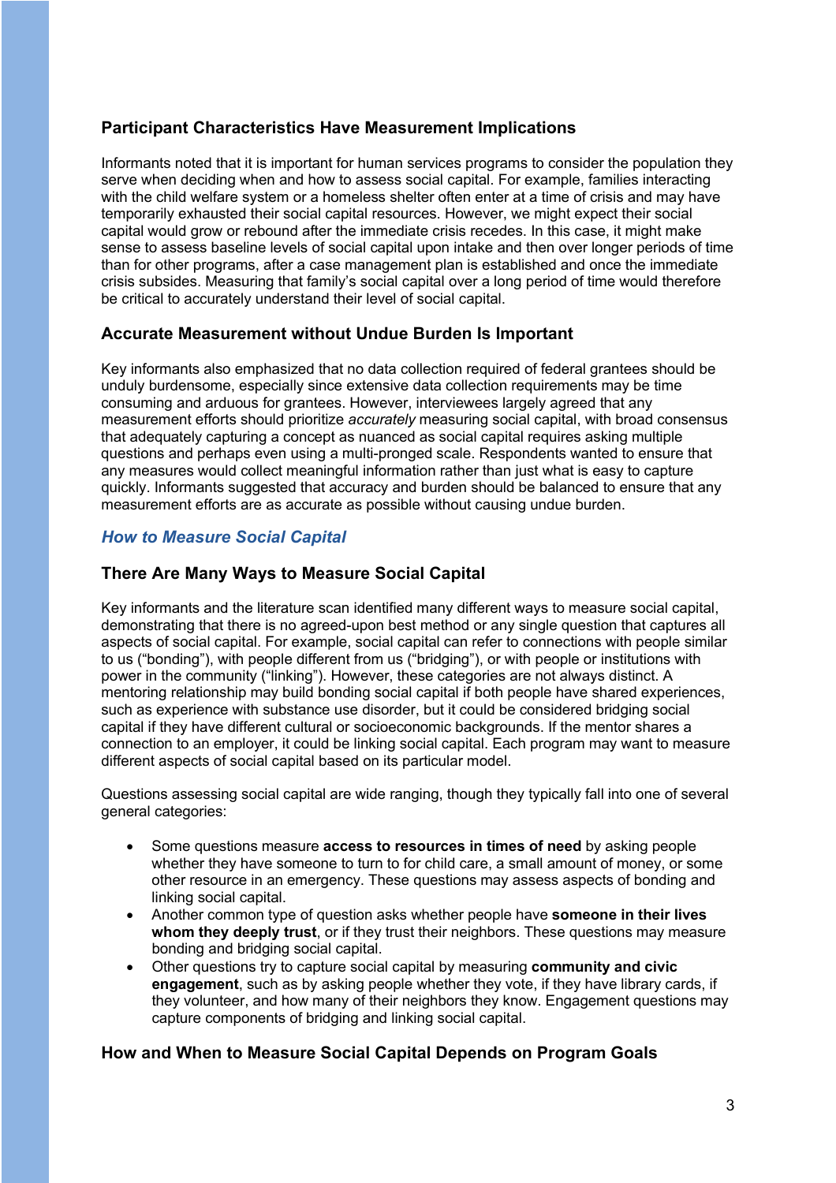### Participant Characteristics Have Measurement Implications

Informants noted that it is important for human services programs to consider the population they serve when deciding when and how to assess social capital. For example, families interacting with the child welfare system or a homeless shelter often enter at a time of crisis and may have temporarily exhausted their social capital resources. However, we might expect their social capital would grow or rebound after the immediate crisis recedes. In this case, it might make sense to assess baseline levels of social capital upon intake and then over longer periods of time than for other programs, after a case management plan is established and once the immediate crisis subsides. Measuring that family's social capital over a long period of time would therefore be critical to accurately understand their level of social capital.

### Accurate Measurement without Undue Burden Is Important

Key informants also emphasized that no data collection required of federal grantees should be unduly burdensome, especially since extensive data collection requirements may be time consuming and arduous for grantees. However, interviewees largely agreed that any measurement efforts should prioritize *accurately* measuring social capital, with broad consensus that adequately capturing a concept as nuanced as social capital requires asking multiple questions and perhaps even using a multi-pronged scale. Respondents wanted to ensure that any measures would collect meaningful information rather than just what is easy to capture quickly. Informants suggested that accuracy and burden should be balanced to ensure that any measurement efforts are as accurate as possible without causing undue burden.

## *How to Measure Social Capital*

### There Are Many Ways to Measure Social Capital

Key informants and the literature scan identified many different ways to measure social capital, demonstrating that there is no agreed-upon best method or any single question that captures all aspects of social capital. For example, social capital can refer to connections with people similar to us ("bonding"), with people different from us ("bridging"), or with people or institutions with power in the community ("linking"). However, these categories are not always distinct. A mentoring relationship may build bonding social capital if both people have shared experiences, such as experience with substance use disorder, but it could be considered bridging social capital if they have different cultural or socioeconomic backgrounds. If the mentor shares a connection to an employer, it could be linking social capital. Each program may want to measure different aspects of social capital based on its particular model.

Questions assessing social capital are wide ranging, though they typically fall into one of several general categories:

- Some questions measure **access to resources in times of need** by asking people whether they have someone to turn to for child care, a small amount of money, or some other resource in an emergency. These questions may assess aspects of bonding and linking social capital.
- Another common type of question asks whether people have **someone in their lives whom they deeply trust**, or if they trust their neighbors. These questions may measure bonding and bridging social capital.
- Other questions try to capture social capital by measuring **community and civic engagement**, such as by asking people whether they vote, if they have library cards, if they volunteer, and how many of their neighbors they know. Engagement questions may capture components of bridging and linking social capital.

### How and When to Measure Social Capital Depends on Program Goals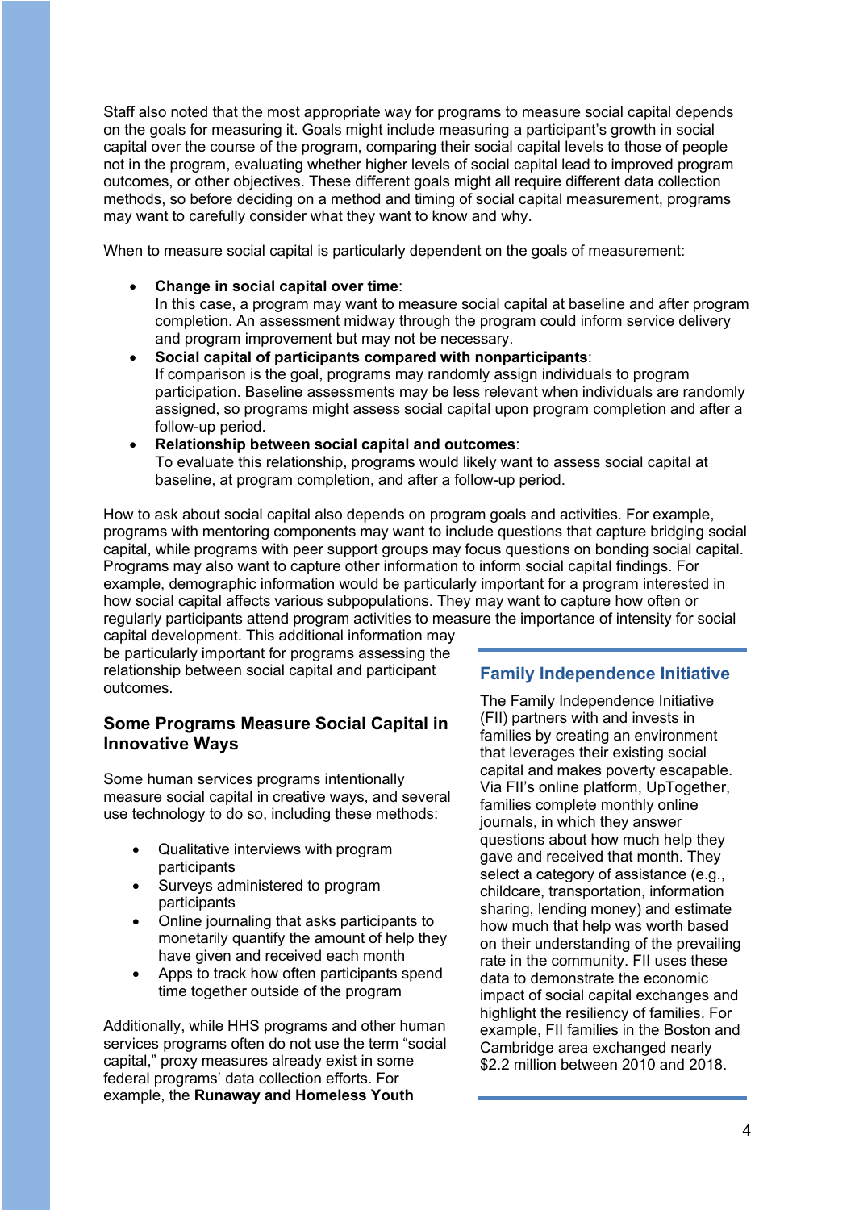Staff also noted that the most appropriate way for programs to measure social capital depends on the goals for measuring it. Goals might include measuring a participant's growth in social capital over the course of the program, comparing their social capital levels to those of people not in the program, evaluating whether higher levels of social capital lead to improved program outcomes, or other objectives. These different goals might all require different data collection methods, so before deciding on a method and timing of social capital measurement, programs may want to carefully consider what they want to know and why.

When to measure social capital is particularly dependent on the goals of measurement:

- **Change in social capital over time**:
  In this case, a program may want to measure social capital at baseline and after program completion. An assessment midway through the program could inform service delivery and program improvement but may not be necessary.
- **Social capital of participants compared with nonparticipants**:
  If comparison is the goal, programs may randomly assign individuals to program participation. Baseline assessments may be less relevant when individuals are randomly assigned, so programs might assess social capital upon program completion and after a follow-up period.
- **Relationship between social capital and outcomes**:
  To evaluate this relationship, programs would likely want to assess social capital at baseline, at program completion, and after a follow-up period.

How to ask about social capital also depends on program goals and activities. For example, programs with mentoring components may want to include questions that capture bridging social capital, while programs with peer support groups may focus questions on bonding social capital. Programs may also want to capture other information to inform social capital findings. For example, demographic information would be particularly important for a program interested in how social capital affects various subpopulations. They may want to capture how often or regularly participants attend program activities to measure the importance of intensity for social capital development. This additional information may be particularly important for programs assessing the relationship between social capital and participant outcomes.

## Some Programs Measure Social Capital in Innovative Ways

Some human services programs intentionally measure social capital in creative ways, and several use technology to do so, including these methods:

- Qualitative interviews with program participants
- Surveys administered to program participants
- Online journaling that asks participants to monetarily quantify the amount of help they have given and received each month
- Apps to track how often participants spend time together outside of the program

Additionally, while HHS programs and other human services programs often do not use the term "social capital," proxy measures already exist in some federal programs' data collection efforts. For example, the **Runaway and Homeless Youth**

### Family Independence Initiative

The Family Independence Initiative (FII) partners with and invests in families by creating an environment that leverages their existing social capital and makes poverty escapable. Via FII's online platform, UpTogether, families complete monthly online journals, in which they answer questions about how much help they gave and received that month. They select a category of assistance (e.g., childcare, transportation, information sharing, lending money) and estimate how much that help was worth based on their understanding of the prevailing rate in the community. FII uses these data to demonstrate the economic impact of social capital exchanges and highlight the resiliency of families. For example, FII families in the Boston and Cambridge area exchanged nearly $2.2 million between 2010 and 2018.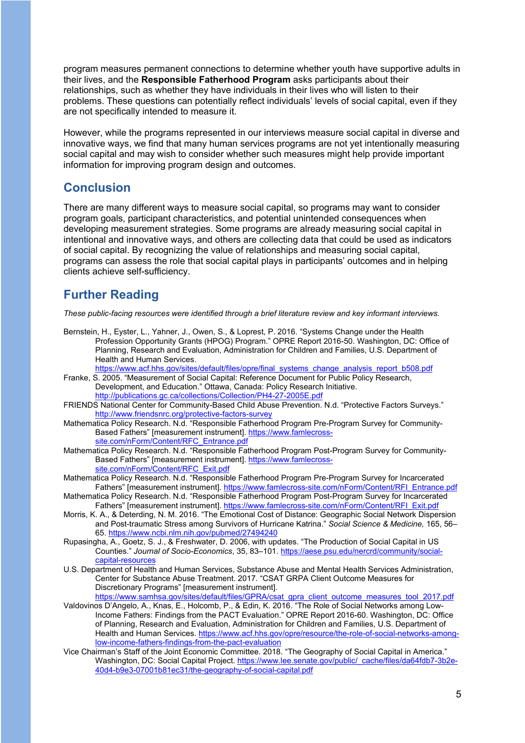program measures permanent connections to determine whether youth have supportive adults in their lives, and the **Responsible Fatherhood Program** asks participants about their relationships, such as whether they have individuals in their lives who will listen to their problems. These questions can potentially reflect individuals' levels of social capital, even if they are not specifically intended to measure it.

However, while the programs represented in our interviews measure social capital in diverse and innovative ways, we find that many human services programs are not yet intentionally measuring social capital and may wish to consider whether such measures might help provide important information for improving program design and outcomes.

## Conclusion

There are many different ways to measure social capital, so programs may want to consider program goals, participant characteristics, and potential unintended consequences when developing measurement strategies. Some programs are already measuring social capital in intentional and innovative ways, and others are collecting data that could be used as indicators of social capital. By recognizing the value of relationships and measuring social capital, programs can assess the role that social capital plays in participants' outcomes and in helping clients achieve self-sufficiency.

## Further Reading

*These public-facing resources were identified through a brief literature review and key informant interviews.*

Bernstein, H., Eyster, L., Yahner, J., Owen, S., & Loprest, P. 2016. "Systems Change under the Health Profession Opportunity Grants (HPOG) Program." OPRE Report 2016-50. Washington, DC: Office of Planning, Research and Evaluation, Administration for Children and Families, U.S. Department of Health and Human Services. https://www.acf.hhs.gov/sites/default/files/opre/final_systems_change_analysis_report_b508.pdf

Franke, S. 2005. "Measurement of Social Capital: Reference Document for Public Policy Research, Development, and Education." Ottawa, Canada: Policy Research Initiative. http://publications.gc.ca/collections/Collection/PH4-27-2005E.pdf

FRIENDS National Center for Community-Based Child Abuse Prevention. N.d. "Protective Factors Surveys." http://www.friendsnrc.org/protective-factors-survey

Mathematica Policy Research. N.d. "Responsible Fatherhood Program Pre-Program Survey for Community-Based Fathers" [measurement instrument]. https://www.famlecross-site.com/nForm/Content/RFC_Entrance.pdf

Mathematica Policy Research. N.d. "Responsible Fatherhood Program Post-Program Survey for Community-Based Fathers" [measurement instrument]. https://www.famlecross-site.com/nForm/Content/RFC_Exit.pdf

Mathematica Policy Research. N.d. "Responsible Fatherhood Program Pre-Program Survey for Incarcerated Fathers" [measurement instrument]. https://www.famlecross-site.com/nForm/Content/RFI_Entrance.pdf

Mathematica Policy Research. N.d. "Responsible Fatherhood Program Post-Program Survey for Incarcerated Fathers" [measurement instrument]. https://www.famlecross-site.com/nForm/Content/RFI_Exit.pdf

Morris, K. A., & Deterding, N. M. 2016. "The Emotional Cost of Distance: Geographic Social Network Dispersion and Post-traumatic Stress among Survivors of Hurricane Katrina." *Social Science & Medicine,* 165, 56–65. https://www.ncbi.nlm.nih.gov/pubmed/27494240

Rupasingha, A., Goetz, S. J., & Freshwater, D. 2006, with updates. "The Production of Social Capital in US Counties." *Journal of Socio-Economics*, 35, 83–101. https://aese.psu.edu/nercrd/community/social-capital-resources

U.S. Department of Health and Human Services, Substance Abuse and Mental Health Services Administration, Center for Substance Abuse Treatment. 2017. "CSAT GRPA Client Outcome Measures for Discretionary Programs" [measurement instrument]. https://www.samhsa.gov/sites/default/files/GPRA/csat_gpra_client_outcome_measures_tool_2017.pdf

Valdovinos D'Angelo, A., Knas, E., Holcomb, P., & Edin, K. 2016. "The Role of Social Networks among Low-Income Fathers: Findings from the PACT Evaluation." OPRE Report 2016-60. Washington, DC: Office of Planning, Research and Evaluation, Administration for Children and Families, U.S. Department of Health and Human Services. https://www.acf.hhs.gov/opre/resource/the-role-of-social-networks-among-low-income-fathers-findings-from-the-pact-evaluation

Vice Chairman's Staff of the Joint Economic Committee. 2018. "The Geography of Social Capital in America." Washington, DC: Social Capital Project. https://www.lee.senate.gov/public/_cache/files/da64fdb7-3b2e-40d4-b9e3-07001b81ec31/the-geography-of-social-capital.pdf